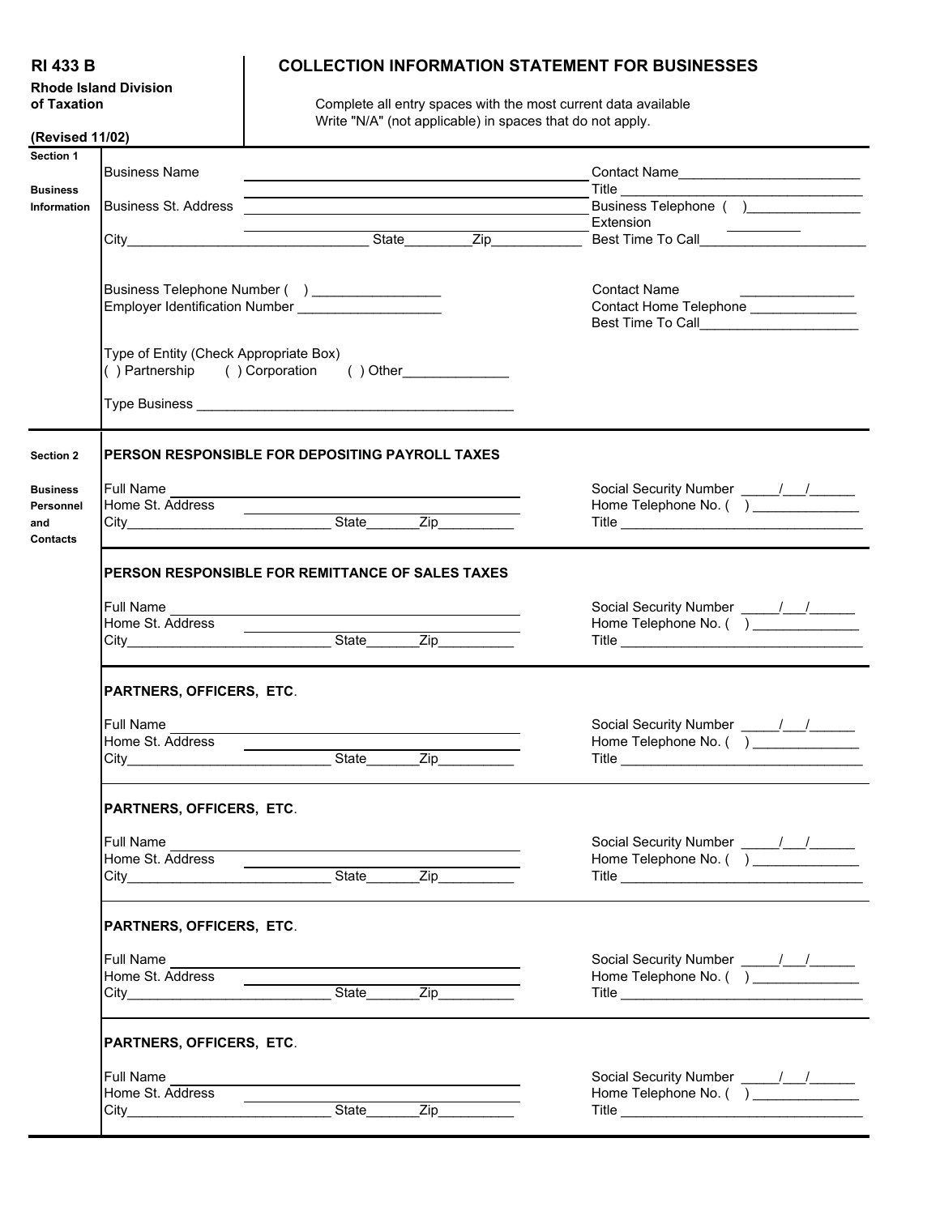**RI 433 B**

**Rhode Island Division of Taxation**

**(Revised 11/02)**

# COLLECTION INFORMATION STATEMENT FOR BUSINESSES

Complete all entry spaces with the most current data available
Write "N/A" (not applicable) in spaces that do not apply.

## Section 1 — Business Information

Business Name ____________________ Contact Name ____________________

Title ____________________

Business St. Address ____________________ Business Telephone ( ) ____________________

Extension ____________

City ____________________ State ________ Zip ____________ Best Time To Call ____________________

Business Telephone Number ( ) ____________________

Employer Identification Number ____________________

Contact Name ____________________

Contact Home Telephone ____________________

Best Time To Call ____________________

Type of Entity (Check Appropriate Box)
( ) Partnership ( ) Corporation ( ) Other ____________

Type Business ____________________

## Section 2 — Business Personnel and Contacts

### PERSON RESPONSIBLE FOR DEPOSITING PAYROLL TAXES

Full Name ____________________ Social Security Number _____/___/______

Home St. Address ____________________ Home Telephone No. ( ) ____________

City ____________________ State ______ Zip ________ Title ____________________

### PERSON RESPONSIBLE FOR REMITTANCE OF SALES TAXES

Full Name ____________________ Social Security Number _____/___/______

Home St. Address ____________________ Home Telephone No. ( ) ____________

City ____________________ State ______ Zip ________ Title ____________________

### PARTNERS, OFFICERS, ETC.

Full Name ____________________ Social Security Number _____/___/______

Home St. Address ____________________ Home Telephone No. ( ) ____________

City ____________________ State ______ Zip ________ Title ____________________

### PARTNERS, OFFICERS, ETC.

Full Name ____________________ Social Security Number _____/___/______

Home St. Address ____________________ Home Telephone No. ( ) ____________

City ____________________ State ______ Zip ________ Title ____________________

### PARTNERS, OFFICERS, ETC.

Full Name ____________________ Social Security Number _____/___/______

Home St. Address ____________________ Home Telephone No. ( ) ____________

City ____________________ State ______ Zip ________ Title ____________________

### PARTNERS, OFFICERS, ETC.

Full Name ____________________ Social Security Number _____/___/______

Home St. Address ____________________ Home Telephone No. ( ) ____________

City ____________________ State ______ Zip ________ Title ____________________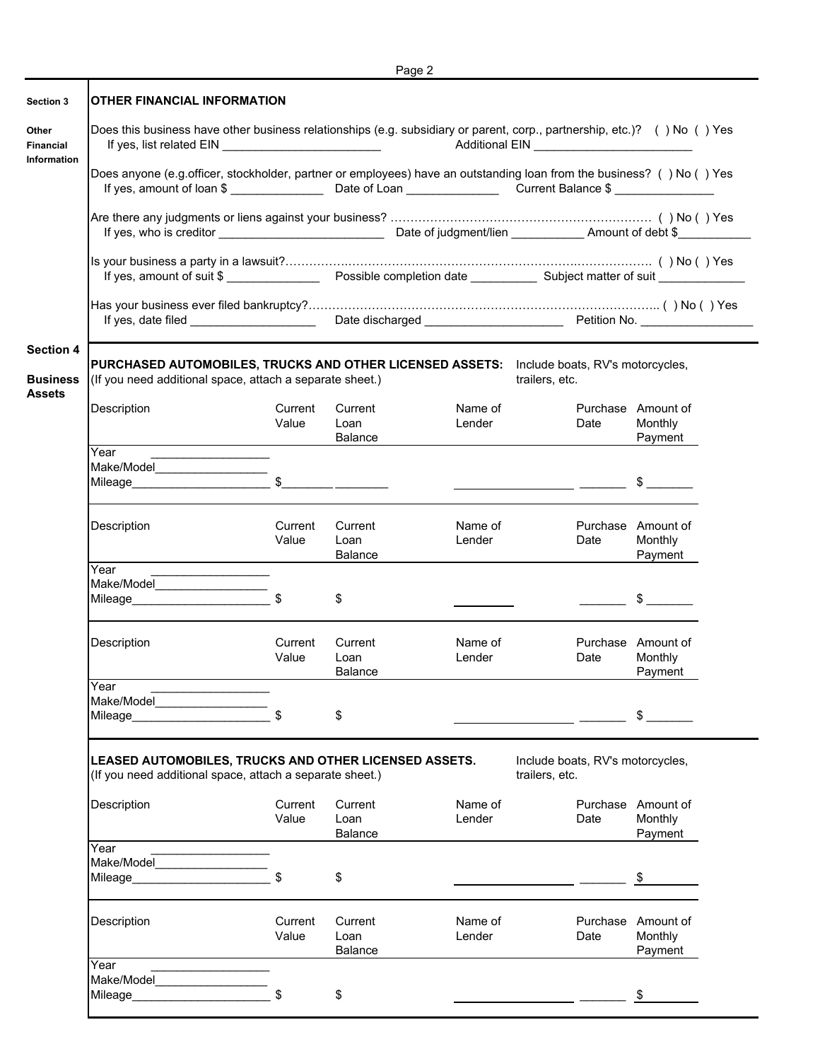## Section 3 — Other Financial Information

### OTHER FINANCIAL INFORMATION

Does this business have other business relationships (e.g. subsidiary or parent, corp., partnership, etc.)? ( ) No ( ) Yes
If yes, list related EIN ________________________ Additional EIN ________________________

Does anyone (e.g.officer, stockholder, partner or employees) have an outstanding loan from the business? ( ) No ( ) Yes
If yes, amount of loan $ ______________ Date of Loan ______________ Current Balance $ _______________

Are there any judgments or liens against your business? ………………………………………………………… ( ) No ( ) Yes
If yes, who is creditor _________________________ Date of judgment/lien ___________ Amount of debt $___________

Is your business a party in a lawsuit?…………………………………………………………………………………… ( ) No ( ) Yes
If yes, amount of suit $ ______________ Possible completion date __________ Subject matter of suit _____________

Has your business ever filed bankruptcy?…………………………………………………………………………….. ( ) No ( ) Yes
If yes, date filed ___________________ Date discharged _____________________ Petition No. _________________

## Section 4 — Business Assets

### PURCHASED AUTOMOBILES, TRUCKS AND OTHER LICENSED ASSETS:

Include boats, RV's motorcycles, trailers, etc.
(If you need additional space, attach a separate sheet.)

| Description | Current Value | Current Loan Balance | Name of Lender | Purchase Date | Amount of Monthly Payment |
|---|---|---|---|---|---|
| Year __________________<br>Make/Model_________________<br>Mileage_____________________ | $________ | ________ | __________________ | _______ | $ _______ |
| Year __________________<br>Make/Model_________________<br>Mileage_____________________ | $ | $ | _________ | _______ | $ _______ |
| Year __________________<br>Make/Model_________________<br>Mileage_____________________ | $ | $ | __________________ | _______ | $ _______ |

### LEASED AUTOMOBILES, TRUCKS AND OTHER LICENSED ASSETS.

Include boats, RV's motorcycles, trailers, etc.
(If you need additional space, attach a separate sheet.)

| Description | Current Value | Current Loan Balance | Name of Lender | Purchase Date | Amount of Monthly Payment |
|---|---|---|---|---|---|
| Year __________________<br>Make/Model_________________<br>Mileage_____________________ | $ | $ | __________________ | _______ | $ _______ |
| Year __________________<br>Make/Model_________________<br>Mileage_____________________ | $ | $ | __________________ | _______ | $ _______ |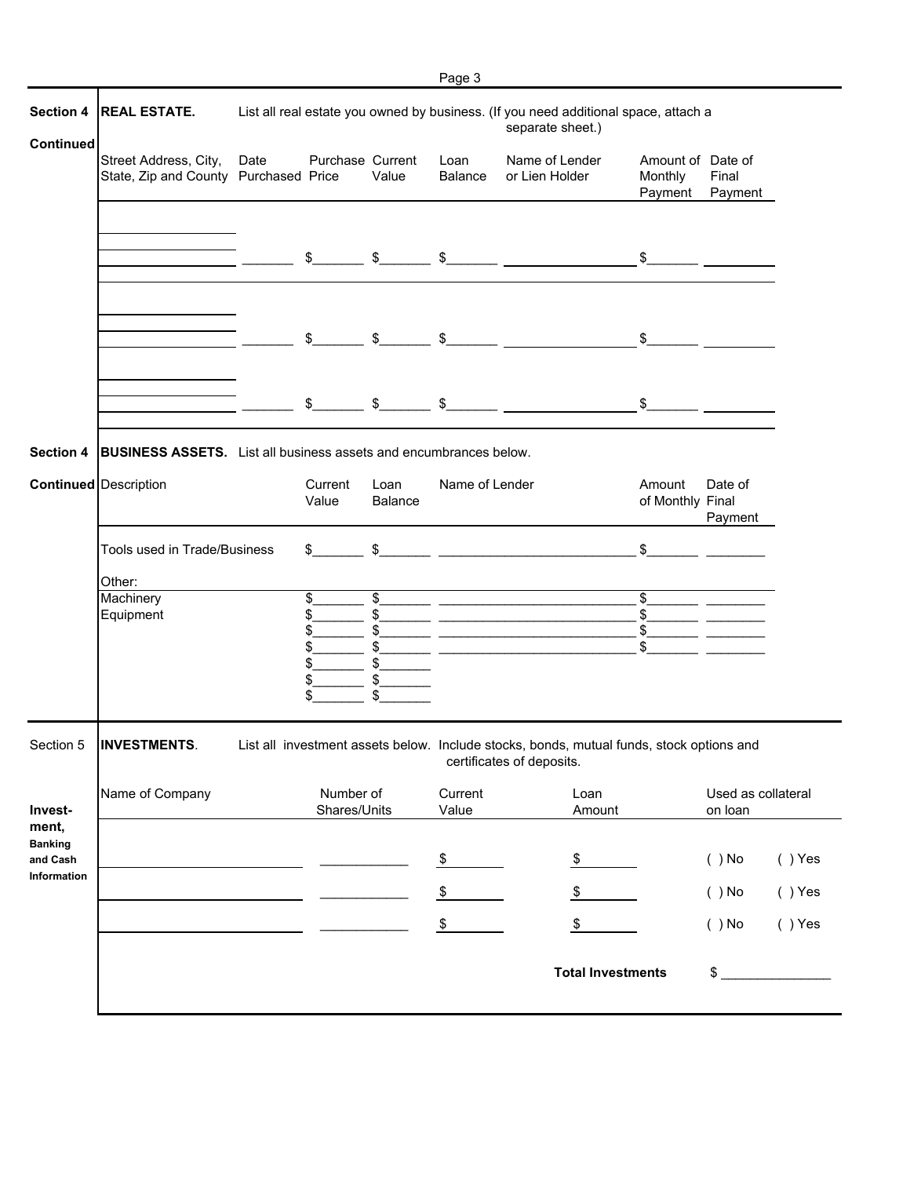**Section 4 Continued**

**REAL ESTATE.** List all real estate you owned by business. (If you need additional space, attach a separate sheet.)

| Street Address, City, State, Zip and County | Date Purchased | Purchase Price | Current Value | Loan Balance | Name of Lender or Lien Holder | Amount of Monthly Payment | Date of Final Payment |
|---|---|---|---|---|---|---|---|
| | | $ | $ | $ | | $ | |
| | | $ | $ | $ | | $ | |
| | | $ | $ | $ | | $ | |

**Section 4 Continued**

**BUSINESS ASSETS.** List all business assets and encumbrances below.

| Description | Current Value | Loan Balance | Name of Lender | Amount of Monthly | Date of Final Payment |
|---|---|---|---|---|---|
| Tools used in Trade/Business | $ | $ | | $ | |
| Other: | | | | | |
| Machinery | $ | $ | | $ | |
| Equipment | $ | $ | | $ | |
| | $ | $ | | $ | |
| | $ | $ | | $ | |
| | $ | $ | | | |
| | $ | $ | | | |
| | $ | $ | | | |

**Section 5**

**Investment, Banking and Cash Information**

**INVESTMENTS.** List all investment assets below. Include stocks, bonds, mutual funds, stock options and certificates of deposits.

| Name of Company | Number of Shares/Units | Current Value | Loan Amount | Used as collateral on loan |
|---|---|---|---|---|
| | | $ | $ | ( ) No ( ) Yes |
| | | $ | $ | ( ) No ( ) Yes |
| | | $ | $ | ( ) No ( ) Yes |

**Total Investments** $ _______________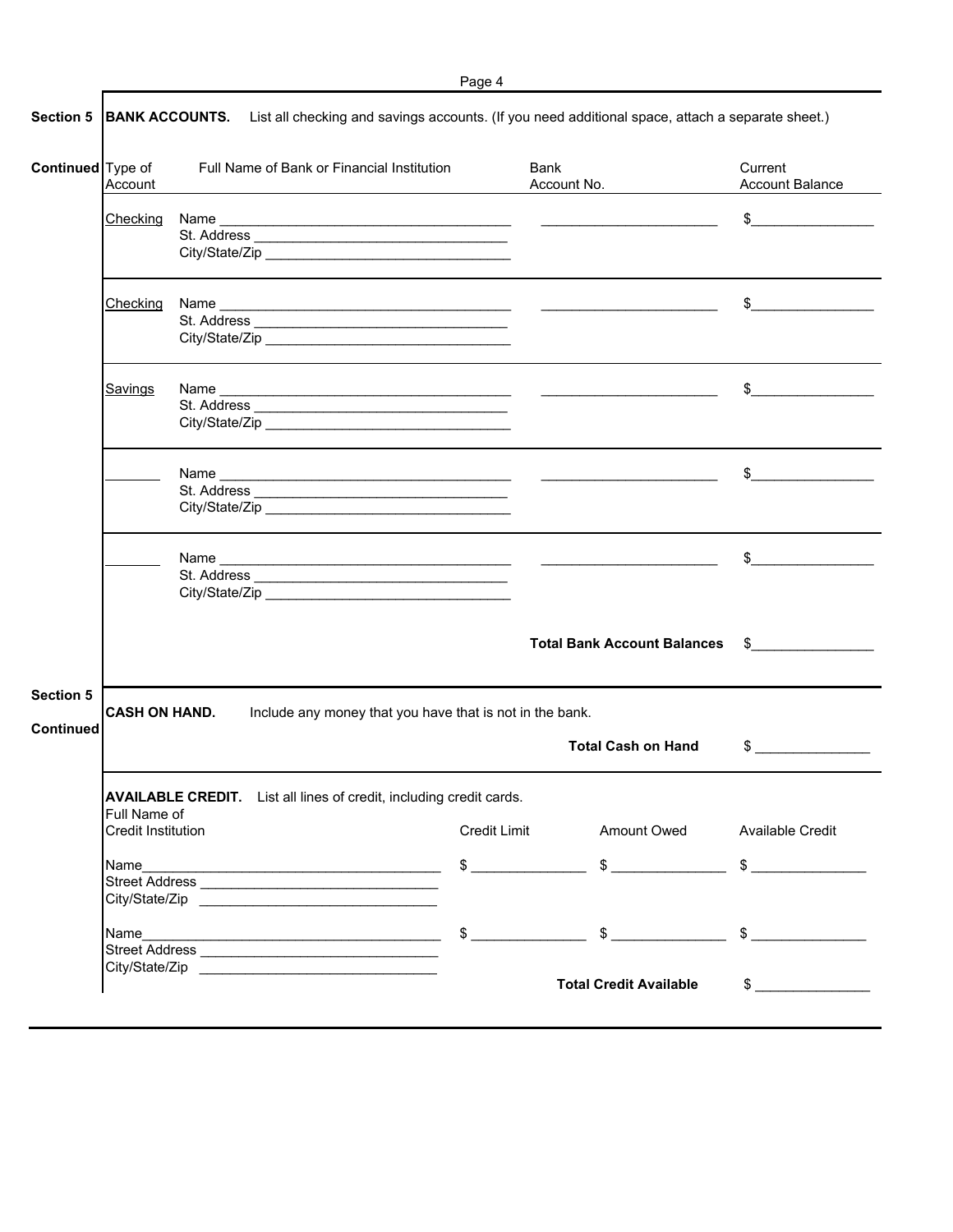## Section 5 Continued

**BANK ACCOUNTS.** List all checking and savings accounts. (If you need additional space, attach a separate sheet.)

| Type of Account | Full Name of Bank or Financial Institution | Bank Account No. | Current Account Balance |
|---|---|---|---|
| Checking | Name ____________________ St. Address ____________________ City/State/Zip ____________________ | ____________________ | $____________ |
| Checking | Name ____________________ St. Address ____________________ City/State/Zip ____________________ | ____________________ | $____________ |
| Savings | Name ____________________ St. Address ____________________ City/State/Zip ____________________ | ____________________ | $____________ |
| _______ | Name ____________________ St. Address ____________________ City/State/Zip ____________________ | ____________________ | $____________ |
| _______ | Name ____________________ St. Address ____________________ City/State/Zip ____________________ | ____________________ | $____________ |
| | | **Total Bank Account Balances** | $____________ |

## Section 5 Continued

**CASH ON HAND.** Include any money that you have that is not in the bank.

**Total Cash on Hand** $____________

**AVAILABLE CREDIT.** List all lines of credit, including credit cards.

| Full Name of Credit Institution | Credit Limit | Amount Owed | Available Credit |
|---|---|---|---|
| Name____________________ Street Address ____________________ City/State/Zip ____________________ | $ ____________ | $ ____________ | $ ____________ |
| Name____________________ Street Address ____________________ City/State/Zip ____________________ | $ ____________ | $ ____________ | $ ____________ |
| | | **Total Credit Available** | $ ____________ |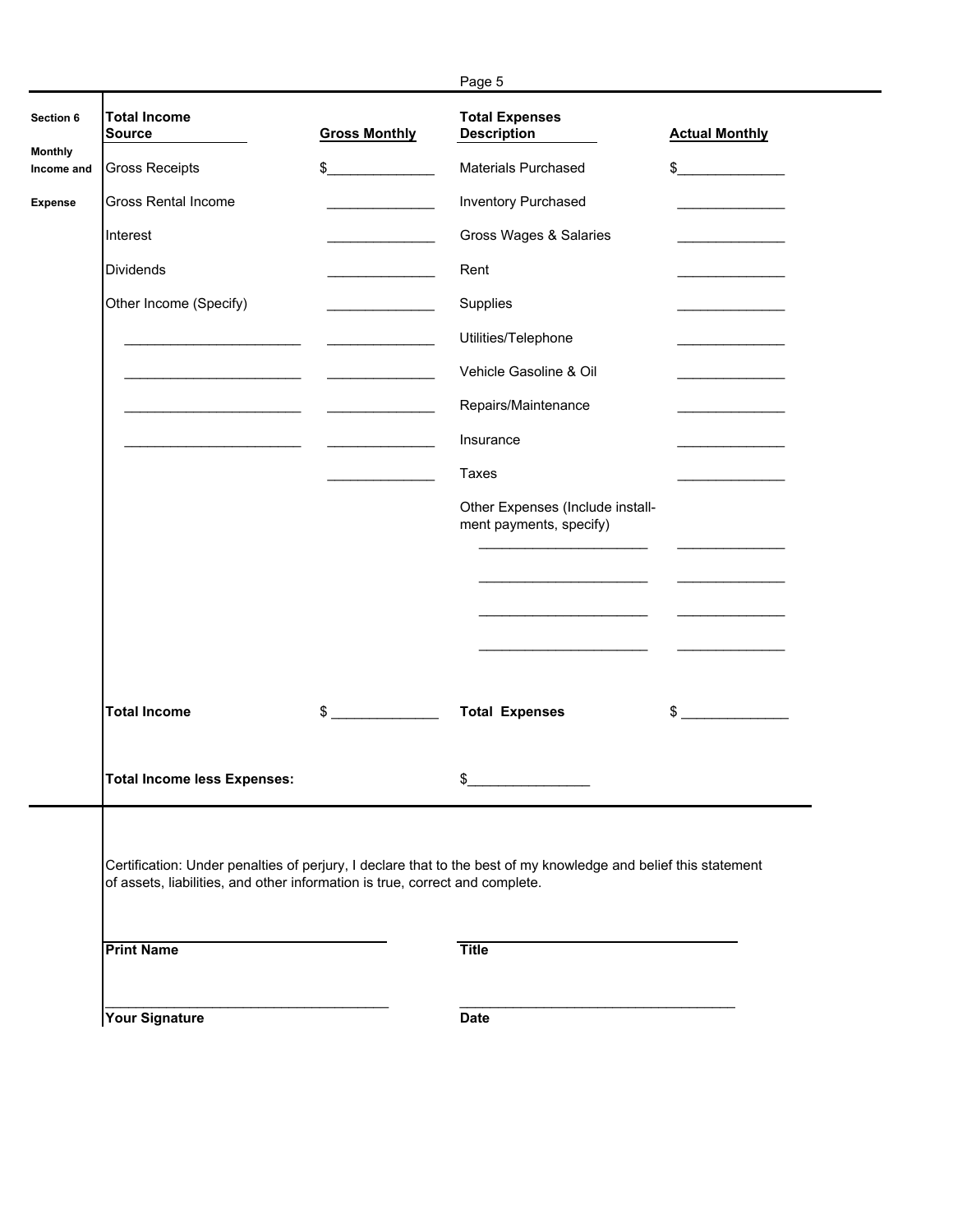## Section 6 Monthly Income and Expense

| Total Income Source | Gross Monthly | Total Expenses Description | Actual Monthly |
|---|---|---|---|
| Gross Receipts | $______________ | Materials Purchased | $______________ |
| Gross Rental Income | ______________ | Inventory Purchased | ______________ |
| Interest | ______________ | Gross Wages & Salaries | ______________ |
| Dividends | ______________ | Rent | ______________ |
| Other Income (Specify) | ______________ | Supplies | ______________ |
| ______________________ | ______________ | Utilities/Telephone | ______________ |
| ______________________ | ______________ | Vehicle Gasoline & Oil | ______________ |
| ______________________ | ______________ | Repairs/Maintenance | ______________ |
| ______________________ | ______________ | Insurance | ______________ |
| | ______________ | Taxes | ______________ |
| | | Other Expenses (Include installment payments, specify) | |
| | | ______________________ | ______________ |
| | | ______________________ | ______________ |
| | | ______________________ | ______________ |
| | | ______________________ | ______________ |
| **Total Income** | $ ______________ | **Total Expenses** | $ ______________ |

**Total Income less Expenses:** $________________

Certification: Under penalties of perjury, I declare that to the best of my knowledge and belief this statement of assets, liabilities, and other information is true, correct and complete.

____________________________________
**Print Name**

____________________________________
**Title**

____________________________________
**Your Signature**

____________________________________
**Date**